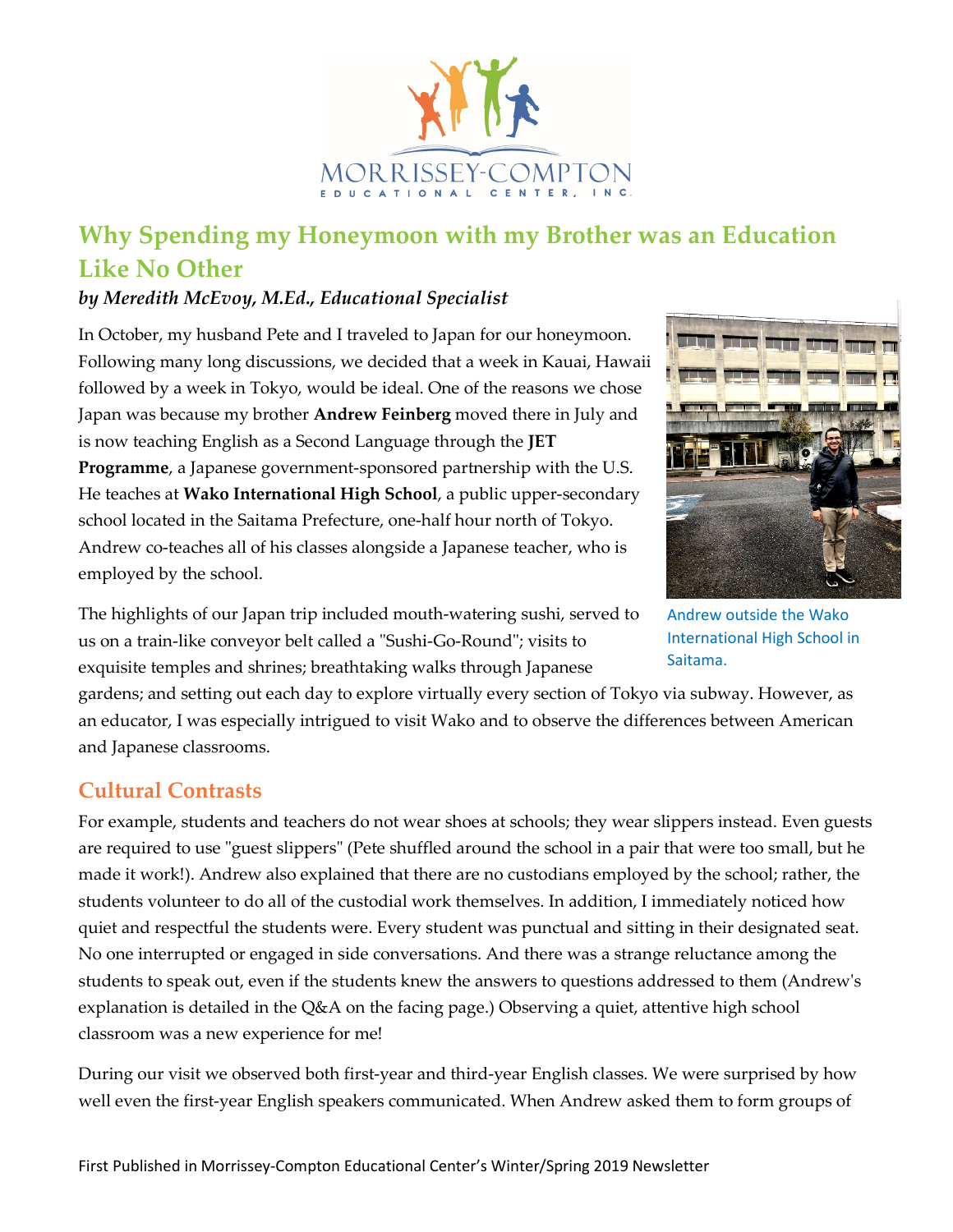MORRISSEY-COMPTON EDUCATIONAL CENTER, INC.

# Why Spending my Honeymoon with my Brother was an Education Like No Other

***by Meredith McEvoy, M.Ed., Educational Specialist***

In October, my husband Pete and I traveled to Japan for our honeymoon. Following many long discussions, we decided that a week in Kauai, Hawaii followed by a week in Tokyo, would be ideal. One of the reasons we chose Japan was because my brother **Andrew Feinberg** moved there in July and is now teaching English as a Second Language through the **JET Programme**, a Japanese government-sponsored partnership with the U.S. He teaches at **Wako International High School**, a public upper-secondary school located in the Saitama Prefecture, one-half hour north of Tokyo. Andrew co-teaches all of his classes alongside a Japanese teacher, who is employed by the school.

Andrew outside the Wako International High School in Saitama.

The highlights of our Japan trip included mouth-watering sushi, served to us on a train-like conveyor belt called a "Sushi-Go-Round"; visits to exquisite temples and shrines; breathtaking walks through Japanese gardens; and setting out each day to explore virtually every section of Tokyo via subway. However, as an educator, I was especially intrigued to visit Wako and to observe the differences between American and Japanese classrooms.

## Cultural Contrasts

For example, students and teachers do not wear shoes at schools; they wear slippers instead. Even guests are required to use "guest slippers" (Pete shuffled around the school in a pair that were too small, but he made it work!). Andrew also explained that there are no custodians employed by the school; rather, the students volunteer to do all of the custodial work themselves. In addition, I immediately noticed how quiet and respectful the students were. Every student was punctual and sitting in their designated seat. No one interrupted or engaged in side conversations. And there was a strange reluctance among the students to speak out, even if the students knew the answers to questions addressed to them (Andrew's explanation is detailed in the Q&A on the facing page.) Observing a quiet, attentive high school classroom was a new experience for me!

During our visit we observed both first-year and third-year English classes. We were surprised by how well even the first-year English speakers communicated. When Andrew asked them to form groups of

First Published in Morrissey-Compton Educational Center's Winter/Spring 2019 Newsletter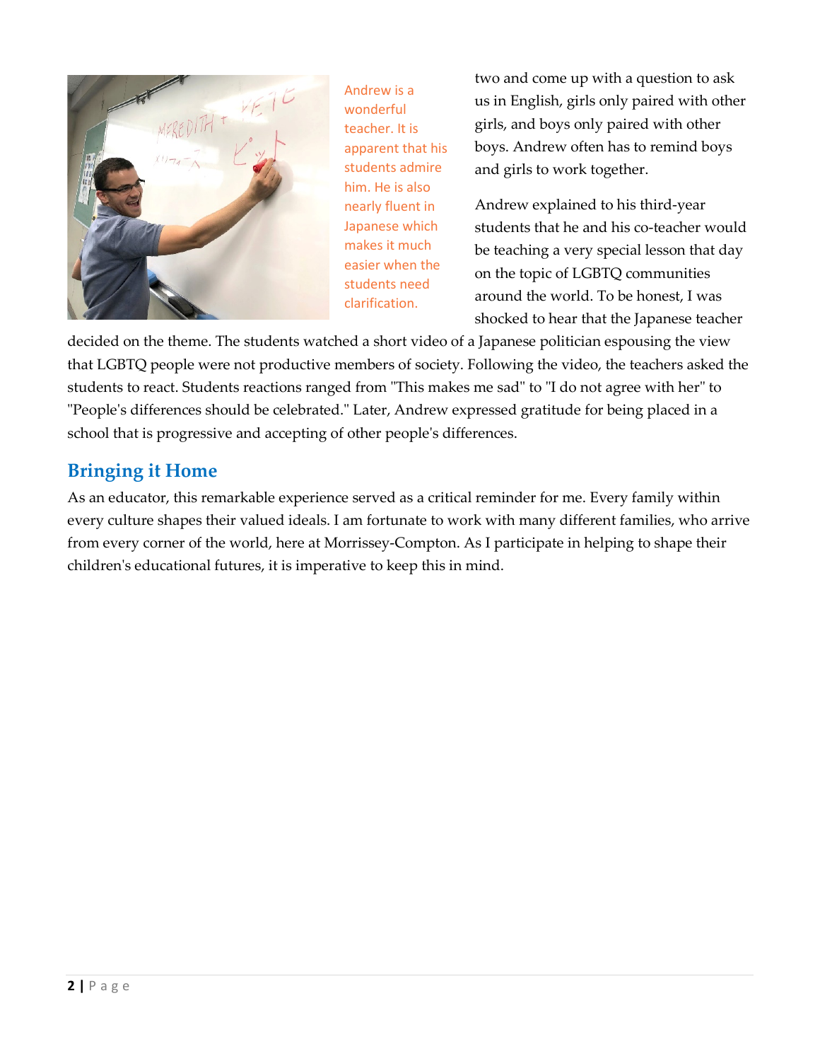Andrew is a wonderful teacher. It is apparent that his students admire him. He is also nearly fluent in Japanese which makes it much easier when the students need clarification.

two and come up with a question to ask us in English, girls only paired with other girls, and boys only paired with other boys. Andrew often has to remind boys and girls to work together.

Andrew explained to his third-year students that he and his co-teacher would be teaching a very special lesson that day on the topic of LGBTQ communities around the world. To be honest, I was shocked to hear that the Japanese teacher decided on the theme. The students watched a short video of a Japanese politician espousing the view that LGBTQ people were not productive members of society. Following the video, the teachers asked the students to react. Students reactions ranged from "This makes me sad" to "I do not agree with her" to "People's differences should be celebrated." Later, Andrew expressed gratitude for being placed in a school that is progressive and accepting of other people's differences.

## Bringing it Home

As an educator, this remarkable experience served as a critical reminder for me. Every family within every culture shapes their valued ideals. I am fortunate to work with many different families, who arrive from every corner of the world, here at Morrissey-Compton. As I participate in helping to shape their children's educational futures, it is imperative to keep this in mind.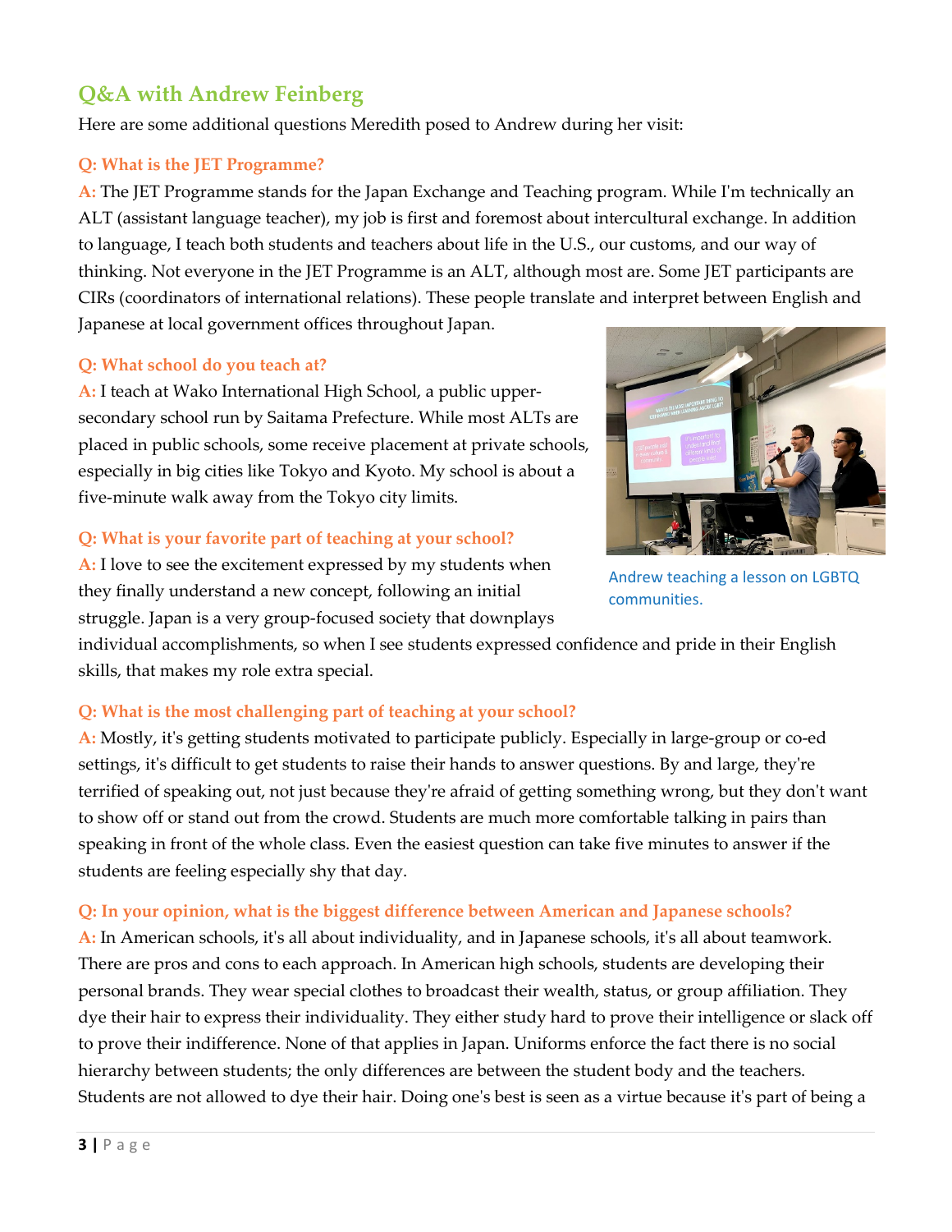## Q&A with Andrew Feinberg

Here are some additional questions Meredith posed to Andrew during her visit:

**Q: What is the JET Programme?**

**A:** The JET Programme stands for the Japan Exchange and Teaching program. While I'm technically an ALT (assistant language teacher), my job is first and foremost about intercultural exchange. In addition to language, I teach both students and teachers about life in the U.S., our customs, and our way of thinking. Not everyone in the JET Programme is an ALT, although most are. Some JET participants are CIRs (coordinators of international relations). These people translate and interpret between English and Japanese at local government offices throughout Japan.

**Q: What school do you teach at?**

**A:** I teach at Wako International High School, a public upper-secondary school run by Saitama Prefecture. While most ALTs are placed in public schools, some receive placement at private schools, especially in big cities like Tokyo and Kyoto. My school is about a five-minute walk away from the Tokyo city limits.

Andrew teaching a lesson on LGBTQ communities.

**Q: What is your favorite part of teaching at your school?**

**A:** I love to see the excitement expressed by my students when they finally understand a new concept, following an initial struggle. Japan is a very group-focused society that downplays individual accomplishments, so when I see students expressed confidence and pride in their English skills, that makes my role extra special.

**Q: What is the most challenging part of teaching at your school?**

**A:** Mostly, it's getting students motivated to participate publicly. Especially in large-group or co-ed settings, it's difficult to get students to raise their hands to answer questions. By and large, they're terrified of speaking out, not just because they're afraid of getting something wrong, but they don't want to show off or stand out from the crowd. Students are much more comfortable talking in pairs than speaking in front of the whole class. Even the easiest question can take five minutes to answer if the students are feeling especially shy that day.

**Q: In your opinion, what is the biggest difference between American and Japanese schools?**

**A:** In American schools, it's all about individuality, and in Japanese schools, it's all about teamwork. There are pros and cons to each approach. In American high schools, students are developing their personal brands. They wear special clothes to broadcast their wealth, status, or group affiliation. They dye their hair to express their individuality. They either study hard to prove their intelligence or slack off to prove their indifference. None of that applies in Japan. Uniforms enforce the fact there is no social hierarchy between students; the only differences are between the student body and the teachers. Students are not allowed to dye their hair. Doing one's best is seen as a virtue because it's part of being a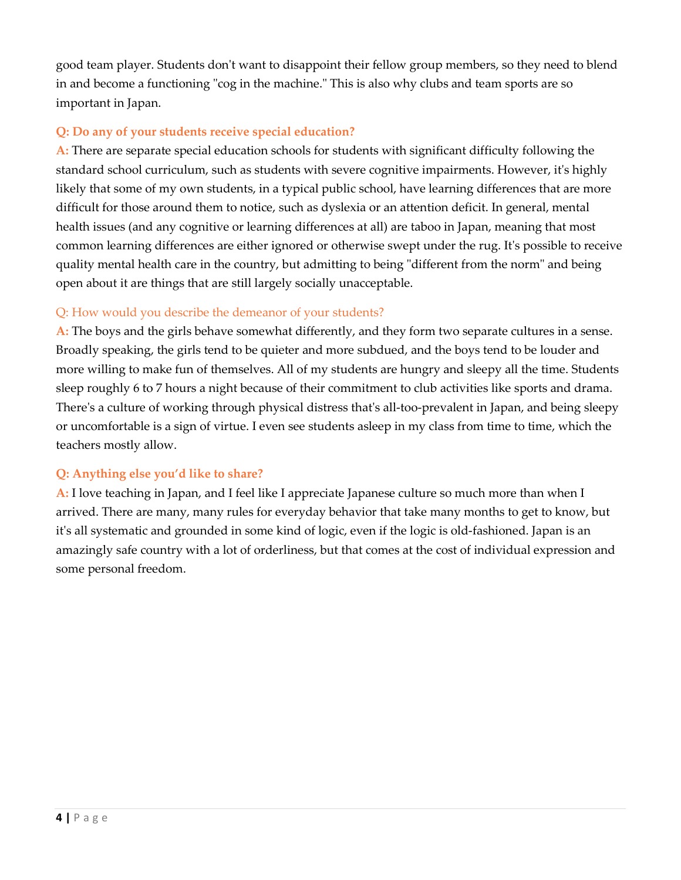good team player. Students don't want to disappoint their fellow group members, so they need to blend in and become a functioning "cog in the machine." This is also why clubs and team sports are so important in Japan.

**Q: Do any of your students receive special education?**

**A:** There are separate special education schools for students with significant difficulty following the standard school curriculum, such as students with severe cognitive impairments. However, it's highly likely that some of my own students, in a typical public school, have learning differences that are more difficult for those around them to notice, such as dyslexia or an attention deficit. In general, mental health issues (and any cognitive or learning differences at all) are taboo in Japan, meaning that most common learning differences are either ignored or otherwise swept under the rug. It's possible to receive quality mental health care in the country, but admitting to being "different from the norm" and being open about it are things that are still largely socially unacceptable.

Q: How would you describe the demeanor of your students?

**A:** The boys and the girls behave somewhat differently, and they form two separate cultures in a sense. Broadly speaking, the girls tend to be quieter and more subdued, and the boys tend to be louder and more willing to make fun of themselves. All of my students are hungry and sleepy all the time. Students sleep roughly 6 to 7 hours a night because of their commitment to club activities like sports and drama. There's a culture of working through physical distress that's all-too-prevalent in Japan, and being sleepy or uncomfortable is a sign of virtue. I even see students asleep in my class from time to time, which the teachers mostly allow.

**Q: Anything else you'd like to share?**

**A:** I love teaching in Japan, and I feel like I appreciate Japanese culture so much more than when I arrived. There are many, many rules for everyday behavior that take many months to get to know, but it's all systematic and grounded in some kind of logic, even if the logic is old-fashioned. Japan is an amazingly safe country with a lot of orderliness, but that comes at the cost of individual expression and some personal freedom.